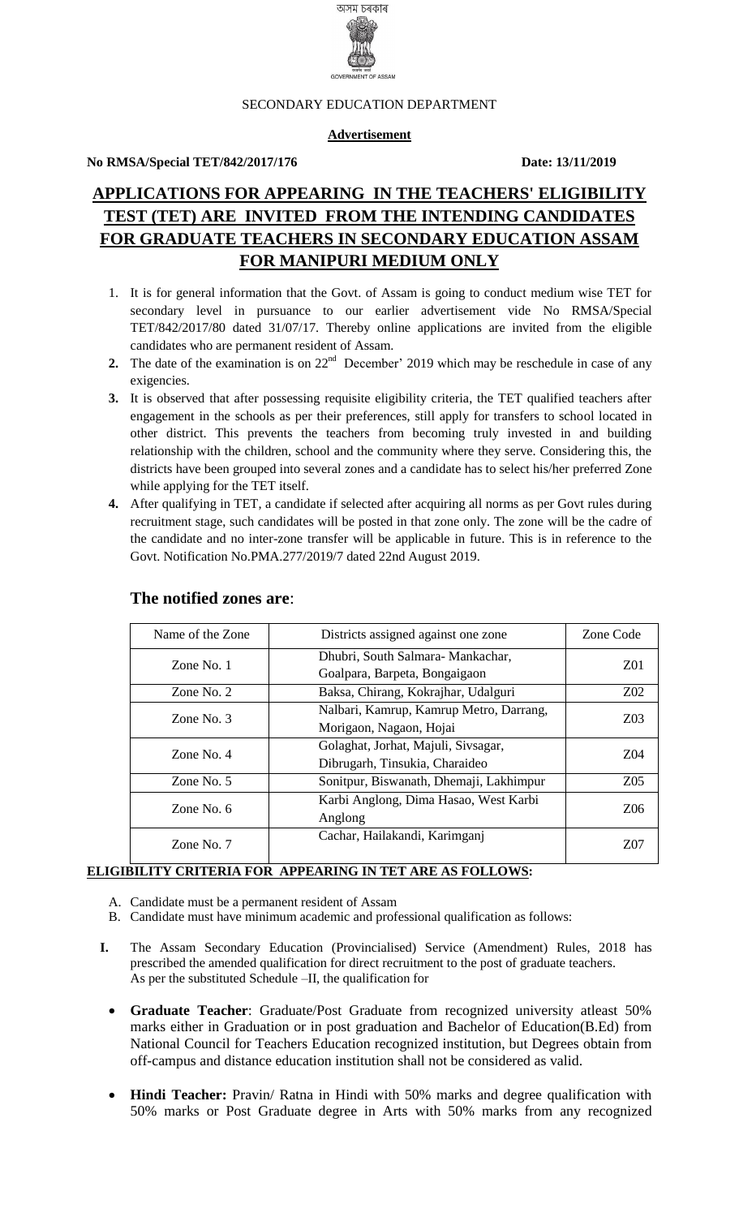অসম চৰকাৰ

GOVERNMENT OF ASSAM

SECONDARY EDUCATION DEPARTMENT

**Advertisement**

**No RMSA/Special TET/842/2017/176** **Date: 13/11/2019**

# APPLICATIONS FOR APPEARING IN THE TEACHERS' ELIGIBILITY TEST (TET) ARE INVITED FROM THE INTENDING CANDIDATES FOR GRADUATE TEACHERS IN SECONDARY EDUCATION ASSAM FOR MANIPURI MEDIUM ONLY

1. It is for general information that the Govt. of Assam is going to conduct medium wise TET for secondary level in pursuance to our earlier advertisement vide No RMSA/Special TET/842/2017/80 dated 31/07/17. Thereby online applications are invited from the eligible candidates who are permanent resident of Assam.
2. The date of the examination is on 22nd December' 2019 which may be reschedule in case of any exigencies.
3. It is observed that after possessing requisite eligibility criteria, the TET qualified teachers after engagement in the schools as per their preferences, still apply for transfers to school located in other district. This prevents the teachers from becoming truly invested in and building relationship with the children, school and the community where they serve. Considering this, the districts have been grouped into several zones and a candidate has to select his/her preferred Zone while applying for the TET itself.
4. After qualifying in TET, a candidate if selected after acquiring all norms as per Govt rules during recruitment stage, such candidates will be posted in that zone only. The zone will be the cadre of the candidate and no inter-zone transfer will be applicable in future. This is in reference to the Govt. Notification No.PMA.277/2019/7 dated 22nd August 2019.

## The notified zones are:

| Name of the Zone | Districts assigned against one zone | Zone Code |
|---|---|---|
| Zone No. 1 | Dhubri, South Salmara- Mankachar, Goalpara, Barpeta, Bongaigaon | Z01 |
| Zone No. 2 | Baksa, Chirang, Kokrajhar, Udalguri | Z02 |
| Zone No. 3 | Nalbari, Kamrup, Kamrup Metro, Darrang, Morigaon, Nagaon, Hojai | Z03 |
| Zone No. 4 | Golaghat, Jorhat, Majuli, Sivsagar, Dibrugarh, Tinsukia, Charaideo | Z04 |
| Zone No. 5 | Sonitpur, Biswanath, Dhemaji, Lakhimpur | Z05 |
| Zone No. 6 | Karbi Anglong, Dima Hasao, West Karbi Anglong | Z06 |
| Zone No. 7 | Cachar, Hailakandi, Karimganj | Z07 |

**ELIGIBILITY CRITERIA FOR APPEARING IN TET ARE AS FOLLOWS:**

A. Candidate must be a permanent resident of Assam
B. Candidate must have minimum academic and professional qualification as follows:

**I.** The Assam Secondary Education (Provincialised) Service (Amendment) Rules, 2018 has prescribed the amended qualification for direct recruitment to the post of graduate teachers. As per the substituted Schedule –II, the qualification for

- **Graduate Teacher**: Graduate/Post Graduate from recognized university atleast 50% marks either in Graduation or in post graduation and Bachelor of Education(B.Ed) from National Council for Teachers Education recognized institution, but Degrees obtain from off-campus and distance education institution shall not be considered as valid.
- **Hindi Teacher:** Pravin/ Ratna in Hindi with 50% marks and degree qualification with 50% marks or Post Graduate degree in Arts with 50% marks from any recognized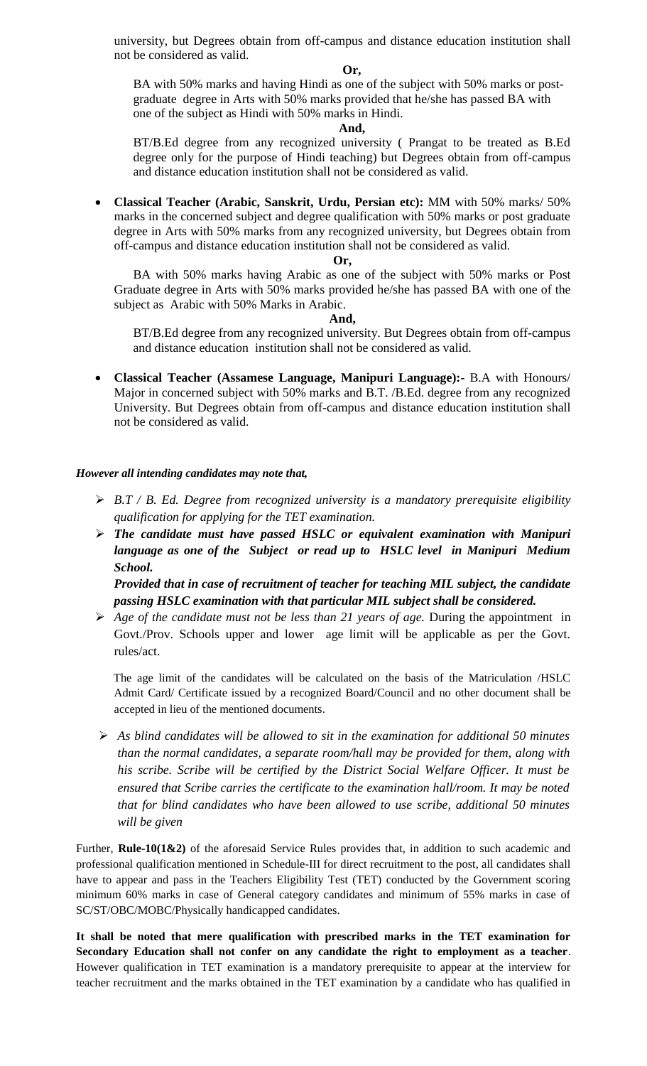university, but Degrees obtain from off-campus and distance education institution shall not be considered as valid.

**Or,**

BA with 50% marks and having Hindi as one of the subject with 50% marks or post-graduate degree in Arts with 50% marks provided that he/she has passed BA with one of the subject as Hindi with 50% marks in Hindi.

**And,**

BT/B.Ed degree from any recognized university ( Prangat to be treated as B.Ed degree only for the purpose of Hindi teaching) but Degrees obtain from off-campus and distance education institution shall not be considered as valid.

- **Classical Teacher (Arabic, Sanskrit, Urdu, Persian etc):** MM with 50% marks/ 50% marks in the concerned subject and degree qualification with 50% marks or post graduate degree in Arts with 50% marks from any recognized university, but Degrees obtain from off-campus and distance education institution shall not be considered as valid.

  **Or,**

  BA with 50% marks having Arabic as one of the subject with 50% marks or Post Graduate degree in Arts with 50% marks provided he/she has passed BA with one of the subject as Arabic with 50% Marks in Arabic.

  **And,**

  BT/B.Ed degree from any recognized university. But Degrees obtain from off-campus and distance education institution shall not be considered as valid.

- **Classical Teacher (Assamese Language, Manipuri Language):-** B.A with Honours/ Major in concerned subject with 50% marks and B.T. /B.Ed. degree from any recognized University. But Degrees obtain from off-campus and distance education institution shall not be considered as valid.

***However all intending candidates may note that,***

- *B.T / B. Ed. Degree from recognized university is a mandatory prerequisite eligibility qualification for applying for the TET examination.*
- ***The candidate must have passed HSLC or equivalent examination with Manipuri language as one of the Subject or read up to HSLC level in Manipuri Medium School.***

  ***Provided that in case of recruitment of teacher for teaching MIL subject, the candidate passing HSLC examination with that particular MIL subject shall be considered.***
- *Age of the candidate must not be less than 21 years of age.* During the appointment in Govt./Prov. Schools upper and lower age limit will be applicable as per the Govt. rules/act.

  The age limit of the candidates will be calculated on the basis of the Matriculation /HSLC Admit Card/ Certificate issued by a recognized Board/Council and no other document shall be accepted in lieu of the mentioned documents.
- *As blind candidates will be allowed to sit in the examination for additional 50 minutes than the normal candidates, a separate room/hall may be provided for them, along with his scribe. Scribe will be certified by the District Social Welfare Officer. It must be ensured that Scribe carries the certificate to the examination hall/room. It may be noted that for blind candidates who have been allowed to use scribe, additional 50 minutes will be given*

Further, **Rule-10(1&2)** of the aforesaid Service Rules provides that, in addition to such academic and professional qualification mentioned in Schedule-III for direct recruitment to the post, all candidates shall have to appear and pass in the Teachers Eligibility Test (TET) conducted by the Government scoring minimum 60% marks in case of General category candidates and minimum of 55% marks in case of SC/ST/OBC/MOBC/Physically handicapped candidates.

**It shall be noted that mere qualification with prescribed marks in the TET examination for Secondary Education shall not confer on any candidate the right to employment as a teacher**. However qualification in TET examination is a mandatory prerequisite to appear at the interview for teacher recruitment and the marks obtained in the TET examination by a candidate who has qualified in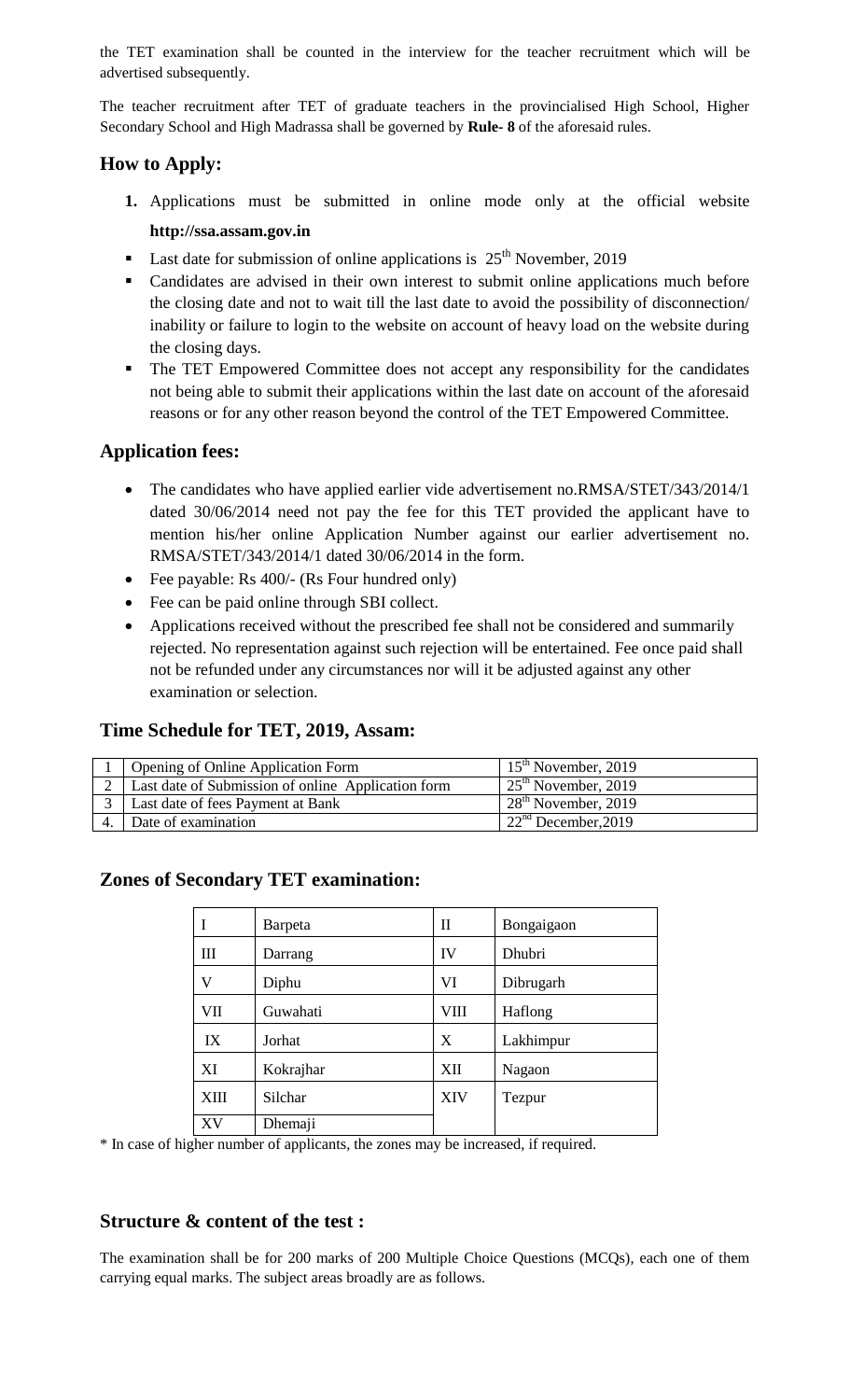the TET examination shall be counted in the interview for the teacher recruitment which will be advertised subsequently.

The teacher recruitment after TET of graduate teachers in the provincialised High School, Higher Secondary School and High Madrassa shall be governed by **Rule- 8** of the aforesaid rules.

## How to Apply:

1. Applications must be submitted in online mode only at the official website **http://ssa.assam.gov.in**

- Last date for submission of online applications is 25th November, 2019
- Candidates are advised in their own interest to submit online applications much before the closing date and not to wait till the last date to avoid the possibility of disconnection/ inability or failure to login to the website on account of heavy load on the website during the closing days.
- The TET Empowered Committee does not accept any responsibility for the candidates not being able to submit their applications within the last date on account of the aforesaid reasons or for any other reason beyond the control of the TET Empowered Committee.

## Application fees:

- The candidates who have applied earlier vide advertisement no.RMSA/STET/343/2014/1 dated 30/06/2014 need not pay the fee for this TET provided the applicant have to mention his/her online Application Number against our earlier advertisement no. RMSA/STET/343/2014/1 dated 30/06/2014 in the form.
- Fee payable: Rs 400/- (Rs Four hundred only)
- Fee can be paid online through SBI collect.
- Applications received without the prescribed fee shall not be considered and summarily rejected. No representation against such rejection will be entertained. Fee once paid shall not be refunded under any circumstances nor will it be adjusted against any other examination or selection.

## Time Schedule for TET, 2019, Assam:

| | | |
|---|---|---|
| 1 | Opening of Online Application Form | 15th November, 2019 |
| 2 | Last date of Submission of online Application form | 25th November, 2019 |
| 3 | Last date of fees Payment at Bank | 28th November, 2019 |
| 4. | Date of examination | 22nd December,2019 |

## Zones of Secondary TET examination:

| | | | |
|---|---|---|---|
| I | Barpeta | II | Bongaigaon |
| III | Darrang | IV | Dhubri |
| V | Diphu | VI | Dibrugarh |
| VII | Guwahati | VIII | Haflong |
| IX | Jorhat | X | Lakhimpur |
| XI | Kokrajhar | XII | Nagaon |
| XIII | Silchar | XIV | Tezpur |
| XV | Dhemaji | | |

* In case of higher number of applicants, the zones may be increased, if required.

## Structure & content of the test :

The examination shall be for 200 marks of 200 Multiple Choice Questions (MCQs), each one of them carrying equal marks. The subject areas broadly are as follows.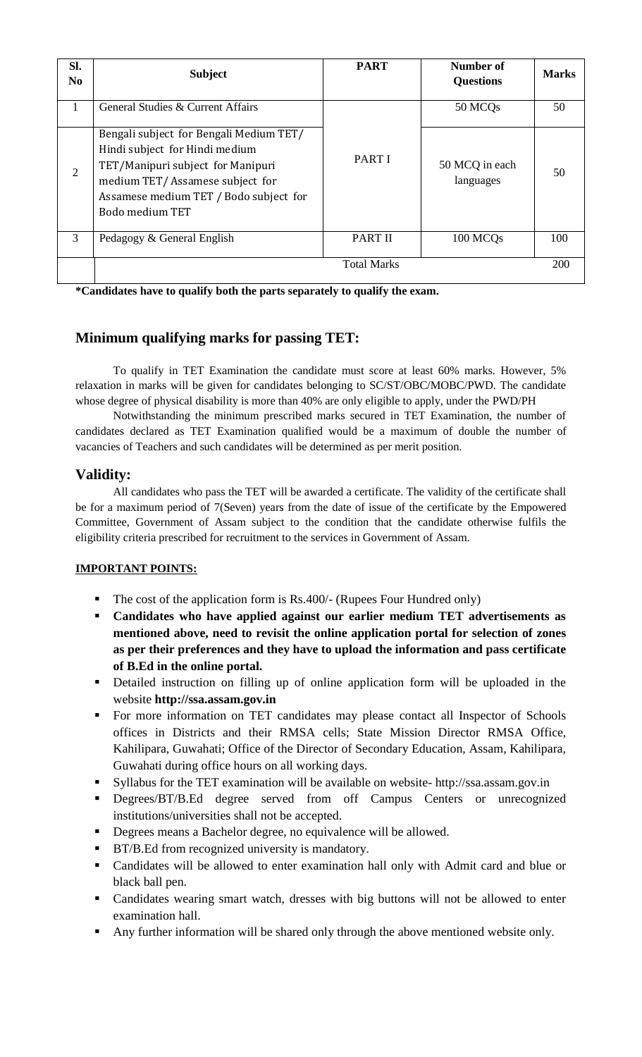| Sl. No | Subject | PART | Number of Questions | Marks |
|---|---|---|---|---|
| 1 | General Studies & Current Affairs | PART I | 50 MCQs | 50 |
| 2 | Bengali subject for Bengali Medium TET/ Hindi subject for Hindi medium TET/Manipuri subject for Manipuri medium TET/ Assamese subject for Assamese medium TET / Bodo subject for Bodo medium TET | | 50 MCQ in each languages | 50 |
| 3 | Pedagogy & General English | PART II | 100 MCQs | 100 |
| | Total Marks | | | 200 |

**\*Candidates have to qualify both the parts separately to qualify the exam.**

## Minimum qualifying marks for passing TET:

To qualify in TET Examination the candidate must score at least 60% marks. However, 5% relaxation in marks will be given for candidates belonging to SC/ST/OBC/MOBC/PWD. The candidate whose degree of physical disability is more than 40% are only eligible to apply, under the PWD/PH

Notwithstanding the minimum prescribed marks secured in TET Examination, the number of candidates declared as TET Examination qualified would be a maximum of double the number of vacancies of Teachers and such candidates will be determined as per merit position.

## Validity:

All candidates who pass the TET will be awarded a certificate. The validity of the certificate shall be for a maximum period of 7(Seven) years from the date of issue of the certificate by the Empowered Committee, Government of Assam subject to the condition that the candidate otherwise fulfils the eligibility criteria prescribed for recruitment to the services in Government of Assam.

**IMPORTANT POINTS:**

- The cost of the application form is Rs.400/- (Rupees Four Hundred only)
- **Candidates who have applied against our earlier medium TET advertisements as mentioned above, need to revisit the online application portal for selection of zones as per their preferences and they have to upload the information and pass certificate of B.Ed in the online portal.**
- Detailed instruction on filling up of online application form will be uploaded in the website **http://ssa.assam.gov.in**
- For more information on TET candidates may please contact all Inspector of Schools offices in Districts and their RMSA cells; State Mission Director RMSA Office, Kahilipara, Guwahati; Office of the Director of Secondary Education, Assam, Kahilipara, Guwahati during office hours on all working days.
- Syllabus for the TET examination will be available on website- http://ssa.assam.gov.in
- Degrees/BT/B.Ed degree served from off Campus Centers or unrecognized institutions/universities shall not be accepted.
- Degrees means a Bachelor degree, no equivalence will be allowed.
- BT/B.Ed from recognized university is mandatory.
- Candidates will be allowed to enter examination hall only with Admit card and blue or black ball pen.
- Candidates wearing smart watch, dresses with big buttons will not be allowed to enter examination hall.
- Any further information will be shared only through the above mentioned website only.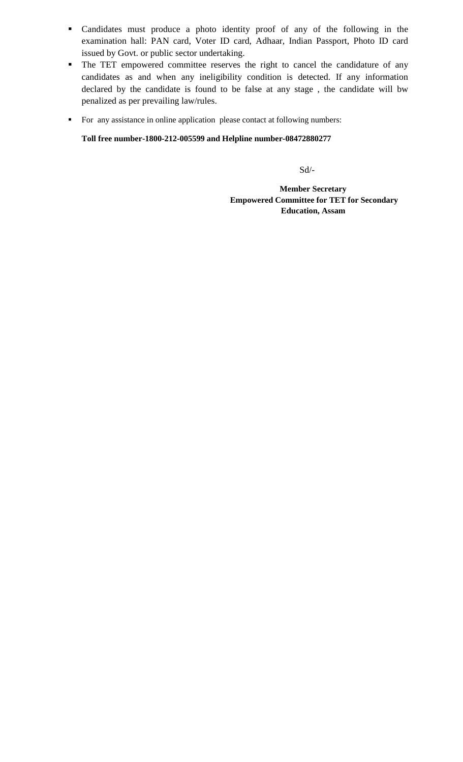- Candidates must produce a photo identity proof of any of the following in the examination hall: PAN card, Voter ID card, Adhaar, Indian Passport, Photo ID card issued by Govt. or public sector undertaking.
- The TET empowered committee reserves the right to cancel the candidature of any candidates as and when any ineligibility condition is detected. If any information declared by the candidate is found to be false at any stage , the candidate will bw penalized as per prevailing law/rules.
- For any assistance in online application please contact at following numbers:

**Toll free number-1800-212-005599 and Helpline number-08472880277**

Sd/-

**Member Secretary**
**Empowered Committee for TET for Secondary Education, Assam**